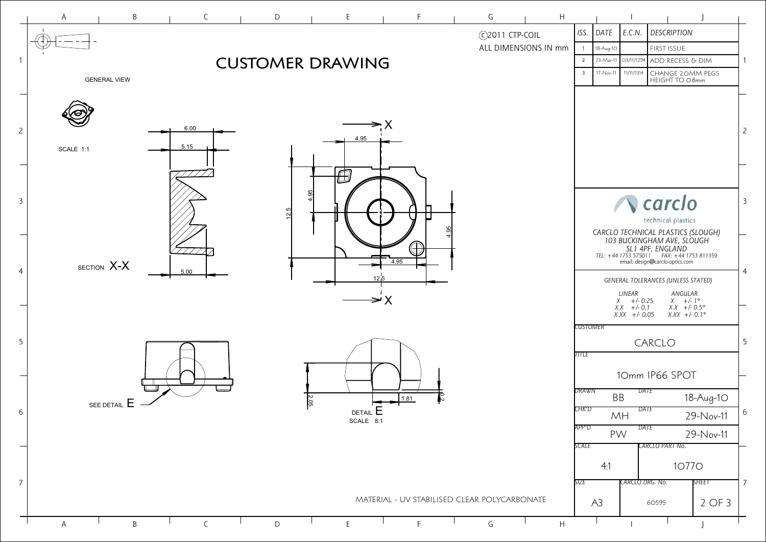# CUSTOMER DRAWING

©2011 CTP-COIL
ALL DIMENSIONS IN mm

| ISS. | DATE | E.C.N. | DESCRIPTION |
|---|---|---|---|
| 1 | 18-Aug-10 | | FIRST ISSUE |
| 2 | 23-Mar-11 | 03/11/1294 | ADD RECESS & DIM |
| 3 | 17-Nov-11 | 11/11/1314 | CHANGE 2.0MM PEGS HEIGHT TO 0.8mm |

GENERAL VIEW

SCALE 1:1

SECTION X-X

6.00
5.15
5.00

X
4.95
12.5
4.95
4.95
4.95
12.5
X

SEE DETAIL E

DETAIL E
SCALE 8:1

2.05
1.81
0.2

**carclo**
technical plastics

*CARCLO TECHNICAL PLASTICS (SLOUGH)*
*103 BUCKINGHAM AVE, SLOUGH*
*SL1 4PF, ENGLAND*
*TEL: +44 1753 575011 FAX: +44 1753 811359*
*email: design@carclo-optics.com*

*GENERAL TOLERANCES (UNLESS STATED)*

| LINEAR | | ANGULAR | |
|---|---|---|---|
| X | +/- 0.25 | X | +/- 1° |
| X.X | +/- 0.1 | X.X | +/- 0.5° |
| X.XX | +/- 0.05 | X.XX | +/- 0.1° |

CUSTOMER: CARCLO

TITLE: 10mm IP66 SPOT

| | | DATE | |
|---|---|---|---|
| DRAWN | BB | DATE | 18-Aug-10 |
| CHK'D | MH | DATE | 29-Nov-11 |
| APP'D | PW | DATE | 29-Nov-11 |

| SCALE | CARCLO PART No. |
|---|---|
| 4:1 | 10770 |

| SIZE | CARCLO DRG. No. | SHEET |
|---|---|---|
| A3 | 60595 | 2 OF 3 |

MATERIAL - UV STABILISED CLEAR POLYCARBONATE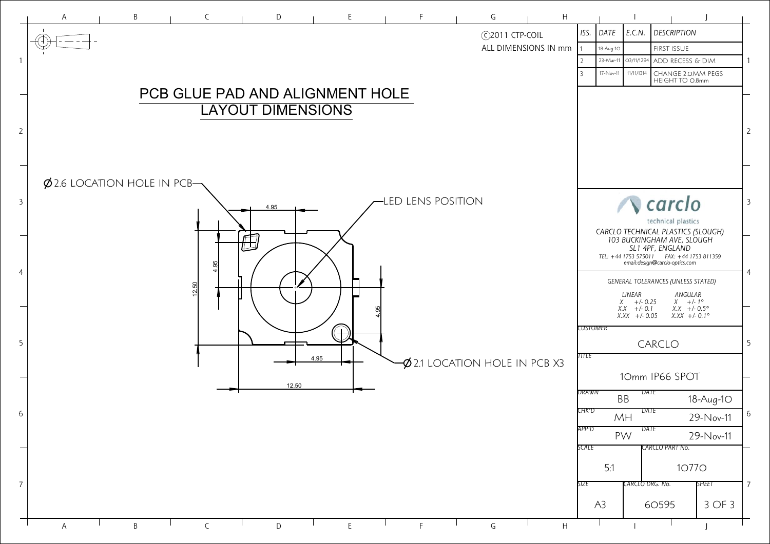©2011 CTP-COIL
ALL DIMENSIONS IN mm

| ISS. | DATE | E.C.N. | DESCRIPTION |
| --- | --- | --- | --- |
| 1 | 18-Aug-10 | | FIRST ISSUE |
| 2 | 23-Mar-11 | 03/11/1294 | ADD RECESS & DIM |
| 3 | 17-Nov-11 | 11/11/1314 | CHANGE 2.0MM PEGS HEIGHT TO 0.8mm |

# PCB GLUE PAD AND ALIGNMENT HOLE LAYOUT DIMENSIONS

Ø2.6 LOCATION HOLE IN PCB

LED LENS POSITION

Ø2.1 LOCATION HOLE IN PCB X3

4.95

4.95

12.50

4.95

4.95

12.50

carclo
technical plastics

CARCLO TECHNICAL PLASTICS (SLOUGH)
103 BUCKINGHAM AVE, SLOUGH
SL1 4PF, ENGLAND
TEL: +44 1753 575011 FAX: +44 1753 811359
email:design@carclo-optics.com

GENERAL TOLERANCES (UNLESS STATED)

| LINEAR | | ANGULAR | |
| --- | --- | --- | --- |
| X | +/- 0.25 | X | +/- 1° |
| X.X | +/- 0.1 | X.X | +/- 0.5° |
| X.XX | +/- 0.05 | X.XX | +/- 0.1° |

CUSTOMER: CARCLO

TITLE: 10mm IP66 SPOT

| | | | |
| --- | --- | --- | --- |
| DRAWN | BB | DATE | 18-Aug-10 |
| CHK'D | MH | DATE | 29-Nov-11 |
| APP'D | PW | DATE | 29-Nov-11 |

SCALE: 5:1
CARCLO PART No.: 10770
SIZE: A3
CARCLO DRG. No.: 60595
SHEET: 3 OF 3